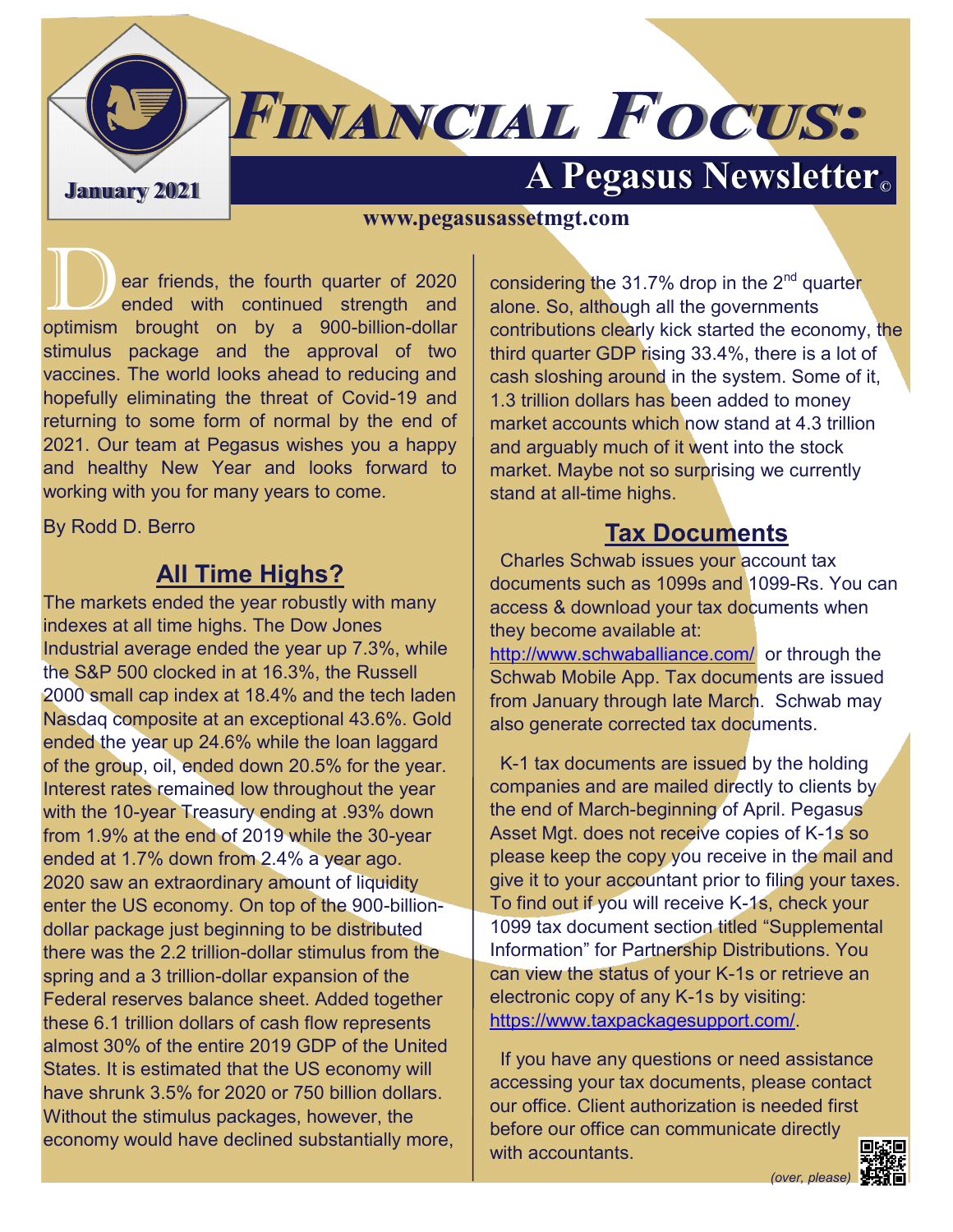# Financial Focus:

## A Pegasus Newsletter©

**January 2021**

**www.pegasusassetmgt.com**

Dear friends, the fourth quarter of 2020 ended with continued strength and optimism brought on by a 900-billion-dollar stimulus package and the approval of two vaccines. The world looks ahead to reducing and hopefully eliminating the threat of Covid-19 and returning to some form of normal by the end of 2021. Our team at Pegasus wishes you a happy and healthy New Year and looks forward to working with you for many years to come.

By Rodd D. Berro

## All Time Highs?

The markets ended the year robustly with many indexes at all time highs. The Dow Jones Industrial average ended the year up 7.3%, while the S&P 500 clocked in at 16.3%, the Russell 2000 small cap index at 18.4% and the tech laden Nasdaq composite at an exceptional 43.6%. Gold ended the year up 24.6% while the loan laggard of the group, oil, ended down 20.5% for the year. Interest rates remained low throughout the year with the 10-year Treasury ending at .93% down from 1.9% at the end of 2019 while the 30-year ended at 1.7% down from 2.4% a year ago. 2020 saw an extraordinary amount of liquidity enter the US economy. On top of the 900-billion-dollar package just beginning to be distributed there was the 2.2 trillion-dollar stimulus from the spring and a 3 trillion-dollar expansion of the Federal reserves balance sheet. Added together these 6.1 trillion dollars of cash flow represents almost 30% of the entire 2019 GDP of the United States. It is estimated that the US economy will have shrunk 3.5% for 2020 or 750 billion dollars. Without the stimulus packages, however, the economy would have declined substantially more, considering the 31.7% drop in the 2nd quarter alone. So, although all the governments contributions clearly kick started the economy, the third quarter GDP rising 33.4%, there is a lot of cash sloshing around in the system. Some of it, 1.3 trillion dollars has been added to money market accounts which now stand at 4.3 trillion and arguably much of it went into the stock market. Maybe not so surprising we currently stand at all-time highs.

## Tax Documents

Charles Schwab issues your account tax documents such as 1099s and 1099-Rs. You can access & download your tax documents when they become available at: http://www.schwaballiance.com/ or through the Schwab Mobile App. Tax documents are issued from January through late March. Schwab may also generate corrected tax documents.

K-1 tax documents are issued by the holding companies and are mailed directly to clients by the end of March-beginning of April. Pegasus Asset Mgt. does not receive copies of K-1s so please keep the copy you receive in the mail and give it to your accountant prior to filing your taxes. To find out if you will receive K-1s, check your 1099 tax document section titled "Supplemental Information" for Partnership Distributions. You can view the status of your K-1s or retrieve an electronic copy of any K-1s by visiting: https://www.taxpackagesupport.com/.

If you have any questions or need assistance accessing your tax documents, please contact our office. Client authorization is needed first before our office can communicate directly with accountants.

*(over, please)*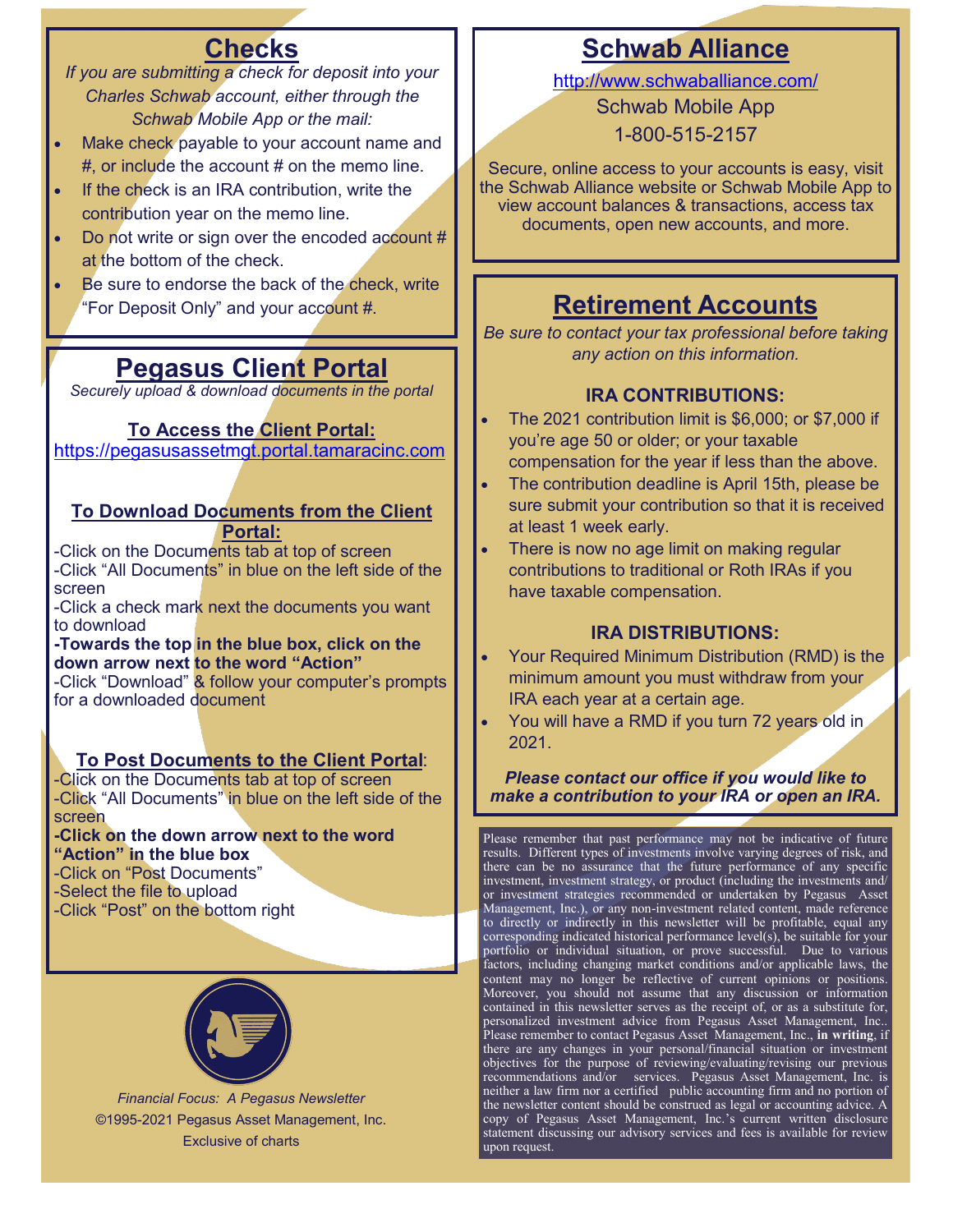## Checks

*If you are submitting a check for deposit into your Charles Schwab account, either through the Schwab Mobile App or the mail:*

- Make check payable to your account name and #, or include the account # on the memo line.
- If the check is an IRA contribution, write the contribution year on the memo line.
- Do not write or sign over the encoded account # at the bottom of the check.
- Be sure to endorse the back of the check, write "For Deposit Only" and your account #.

## Pegasus Client Portal

*Securely upload & download documents in the portal*

**To Access the Client Portal:**
https://pegasusassetmgt.portal.tamaracinc.com

**To Download Documents from the Client Portal:**

-Click on the Documents tab at top of screen
-Click "All Documents" in blue on the left side of the screen
-Click a check mark next the documents you want to download
**-Towards the top in the blue box, click on the down arrow next to the word "Action"**
-Click "Download" & follow your computer's prompts for a downloaded document

**To Post Documents to the Client Portal:**

-Click on the Documents tab at top of screen
-Click "All Documents" in blue on the left side of the screen
**-Click on the down arrow next to the word "Action" in the blue box**
-Click on "Post Documents"
-Select the file to upload
-Click "Post" on the bottom right

*Financial Focus: A Pegasus Newsletter*
©1995-2021 Pegasus Asset Management, Inc.
Exclusive of charts

## Schwab Alliance

http://www.schwaballiance.com/
Schwab Mobile App
1-800-515-2157

Secure, online access to your accounts is easy, visit the Schwab Alliance website or Schwab Mobile App to view account balances & transactions, access tax documents, open new accounts, and more.

## Retirement Accounts

*Be sure to contact your tax professional before taking any action on this information.*

### IRA CONTRIBUTIONS:

- The 2021 contribution limit is $6,000; or $7,000 if you're age 50 or older; or your taxable compensation for the year if less than the above.
- The contribution deadline is April 15th, please be sure submit your contribution so that it is received at least 1 week early.
- There is now no age limit on making regular contributions to traditional or Roth IRAs if you have taxable compensation.

### IRA DISTRIBUTIONS:

- Your Required Minimum Distribution (RMD) is the minimum amount you must withdraw from your IRA each year at a certain age.
- You will have a RMD if you turn 72 years old in 2021.

***Please contact our office if you would like to make a contribution to your IRA or open an IRA.***

Please remember that past performance may not be indicative of future results. Different types of investments involve varying degrees of risk, and there can be no assurance that the future performance of any specific investment, investment strategy, or product (including the investments and/or investment strategies recommended or undertaken by Pegasus Asset Management, Inc.), or any non-investment related content, made reference to directly or indirectly in this newsletter will be profitable, equal any corresponding indicated historical performance level(s), be suitable for your portfolio or individual situation, or prove successful. Due to various factors, including changing market conditions and/or applicable laws, the content may no longer be reflective of current opinions or positions. Moreover, you should not assume that any discussion or information contained in this newsletter serves as the receipt of, or as a substitute for, personalized investment advice from Pegasus Asset Management, Inc.. Please remember to contact Pegasus Asset Management, Inc., **in writing**, if there are any changes in your personal/financial situation or investment objectives for the purpose of reviewing/evaluating/revising our previous recommendations and/or services. Pegasus Asset Management, Inc. is neither a law firm nor a certified public accounting firm and no portion of the newsletter content should be construed as legal or accounting advice. A copy of Pegasus Asset Management, Inc.'s current written disclosure statement discussing our advisory services and fees is available for review upon request.